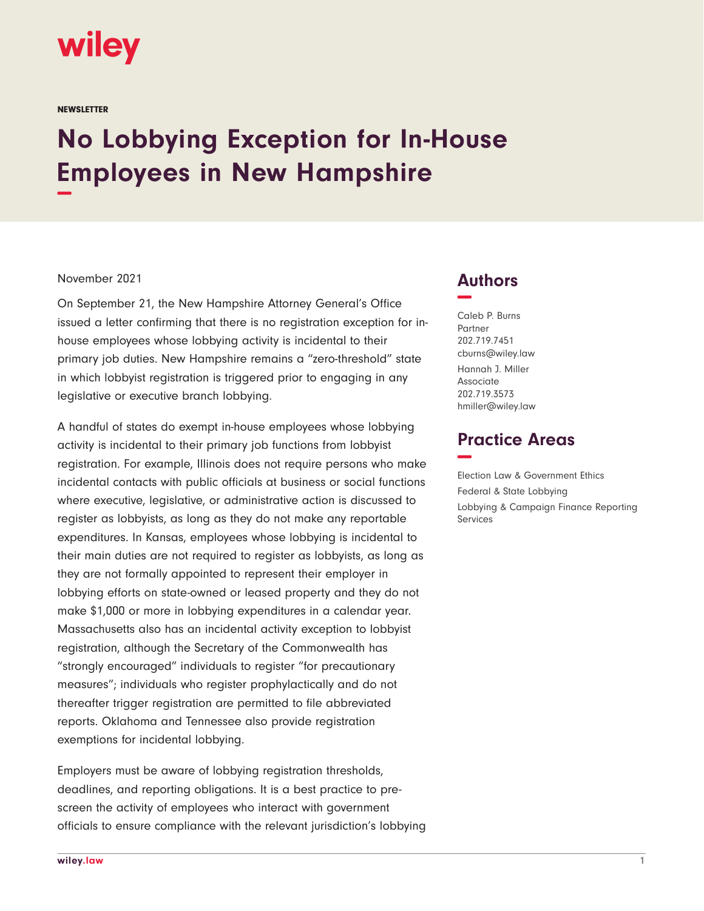wiley

NEWSLETTER

# No Lobbying Exception for In-House Employees in New Hampshire

November 2021

On September 21, the New Hampshire Attorney General's Office issued a letter confirming that there is no registration exception for in-house employees whose lobbying activity is incidental to their primary job duties. New Hampshire remains a "zero-threshold" state in which lobbyist registration is triggered prior to engaging in any legislative or executive branch lobbying.

A handful of states do exempt in-house employees whose lobbying activity is incidental to their primary job functions from lobbyist registration. For example, Illinois does not require persons who make incidental contacts with public officials at business or social functions where executive, legislative, or administrative action is discussed to register as lobbyists, as long as they do not make any reportable expenditures. In Kansas, employees whose lobbying is incidental to their main duties are not required to register as lobbyists, as long as they are not formally appointed to represent their employer in lobbying efforts on state-owned or leased property and they do not make $1,000 or more in lobbying expenditures in a calendar year. Massachusetts also has an incidental activity exception to lobbyist registration, although the Secretary of the Commonwealth has "strongly encouraged" individuals to register "for precautionary measures"; individuals who register prophylactically and do not thereafter trigger registration are permitted to file abbreviated reports. Oklahoma and Tennessee also provide registration exemptions for incidental lobbying.

Employers must be aware of lobbying registration thresholds, deadlines, and reporting obligations. It is a best practice to pre-screen the activity of employees who interact with government officials to ensure compliance with the relevant jurisdiction's lobbying

## Authors

Caleb P. Burns
Partner
202.719.7451
cburns@wiley.law

Hannah J. Miller
Associate
202.719.3573
hmiller@wiley.law

## Practice Areas

Election Law & Government Ethics
Federal & State Lobbying
Lobbying & Campaign Finance Reporting Services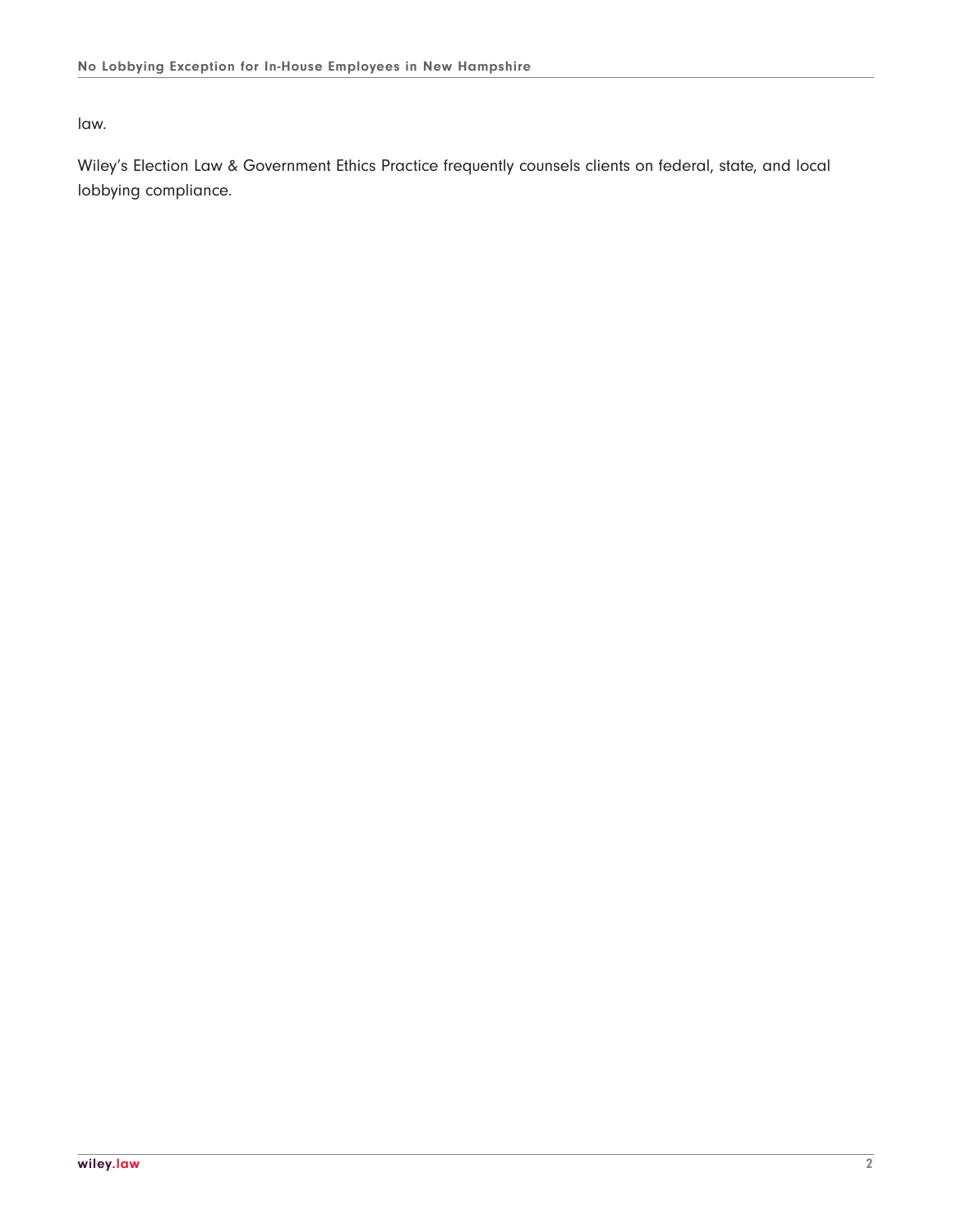law.

Wiley's Election Law & Government Ethics Practice frequently counsels clients on federal, state, and local lobbying compliance.